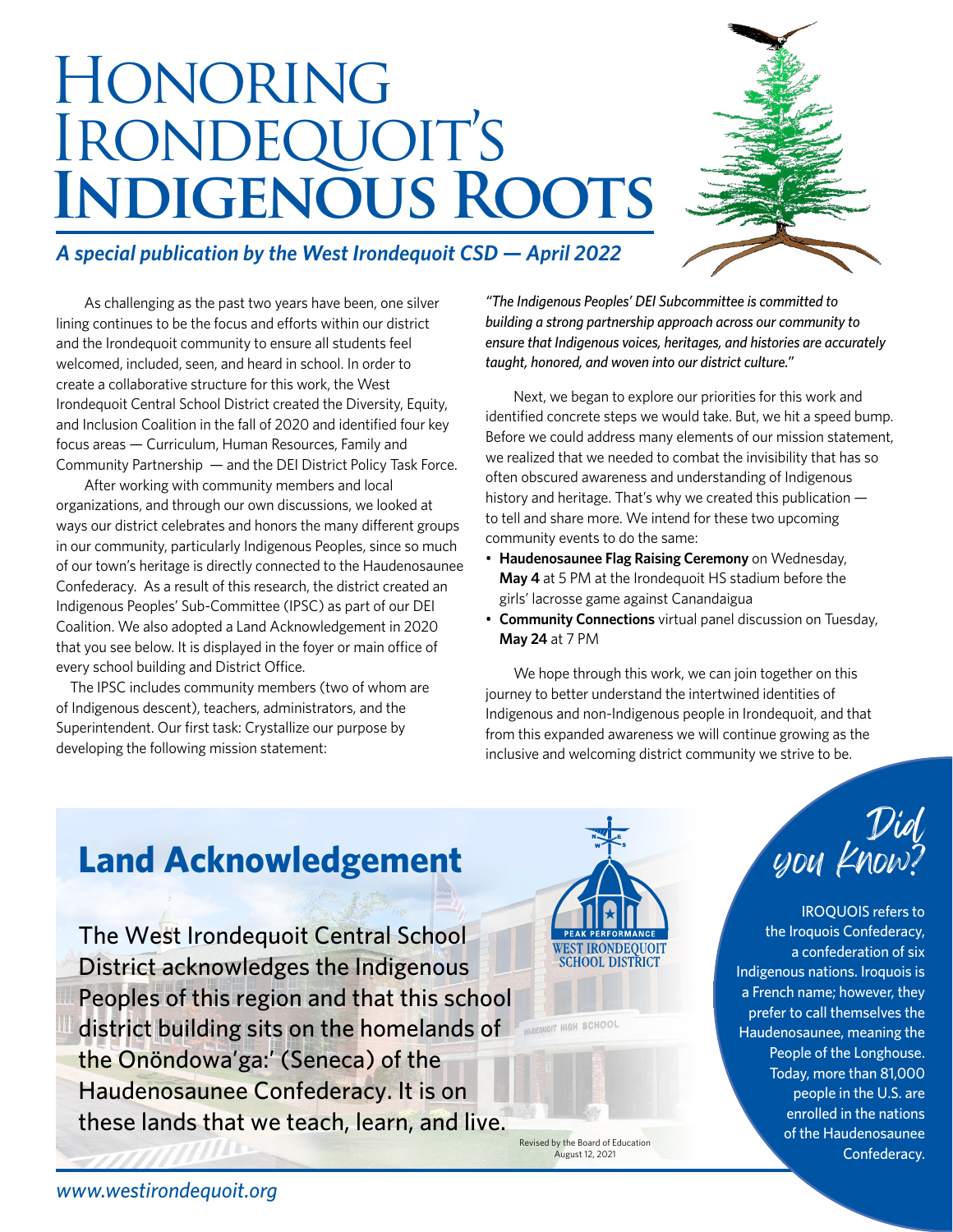# Honoring Irondequoit's Indigenous Roots

***A special publication by the West Irondequoit CSD — April 2022***

As challenging as the past two years have been, one silver lining continues to be the focus and efforts within our district and the Irondequoit community to ensure all students feel welcomed, included, seen, and heard in school. In order to create a collaborative structure for this work, the West Irondequoit Central School District created the Diversity, Equity, and Inclusion Coalition in the fall of 2020 and identified four key focus areas — Curriculum, Human Resources, Family and Community Partnership — and the DEI District Policy Task Force.

After working with community members and local organizations, and through our own discussions, we looked at ways our district celebrates and honors the many different groups in our community, particularly Indigenous Peoples, since so much of our town's heritage is directly connected to the Haudenosaunee Confederacy. As a result of this research, the district created an Indigenous Peoples' Sub-Committee (IPSC) as part of our DEI Coalition. We also adopted a Land Acknowledgement in 2020 that you see below. It is displayed in the foyer or main office of every school building and District Office.

The IPSC includes community members (two of whom are of Indigenous descent), teachers, administrators, and the Superintendent. Our first task: Crystallize our purpose by developing the following mission statement:

*"The Indigenous Peoples' DEI Subcommittee is committed to building a strong partnership approach across our community to ensure that Indigenous voices, heritages, and histories are accurately taught, honored, and woven into our district culture."*

Next, we began to explore our priorities for this work and identified concrete steps we would take. But, we hit a speed bump. Before we could address many elements of our mission statement, we realized that we needed to combat the invisibility that has so often obscured awareness and understanding of Indigenous history and heritage. That's why we created this publication — to tell and share more. We intend for these two upcoming community events to do the same:

- **Haudenosaunee Flag Raising Ceremony** on Wednesday, **May 4** at 5 PM at the Irondequoit HS stadium before the girls' lacrosse game against Canandaigua
- **Community Connections** virtual panel discussion on Tuesday, **May 24** at 7 PM

We hope through this work, we can join together on this journey to better understand the intertwined identities of Indigenous and non-Indigenous people in Irondequoit, and that from this expanded awareness we will continue growing as the inclusive and welcoming district community we strive to be.

## Land Acknowledgement

The West Irondequoit Central School District acknowledges the Indigenous Peoples of this region and that this school district building sits on the homelands of the Onöndowa'ga:' (Seneca) of the Haudenosaunee Confederacy. It is on these lands that we teach, learn, and live.

PEAK PERFORMANCE
WEST IRONDEQUOIT SCHOOL DISTRICT

Revised by the Board of Education August 12, 2021

## Did you Know?

IROQUOIS refers to the Iroquois Confederacy, a confederation of six Indigenous nations. Iroquois is a French name; however, they prefer to call themselves the Haudenosaunee, meaning the People of the Longhouse. Today, more than 81,000 people in the U.S. are enrolled in the nations of the Haudenosaunee Confederacy.

*www.westirondequoit.org*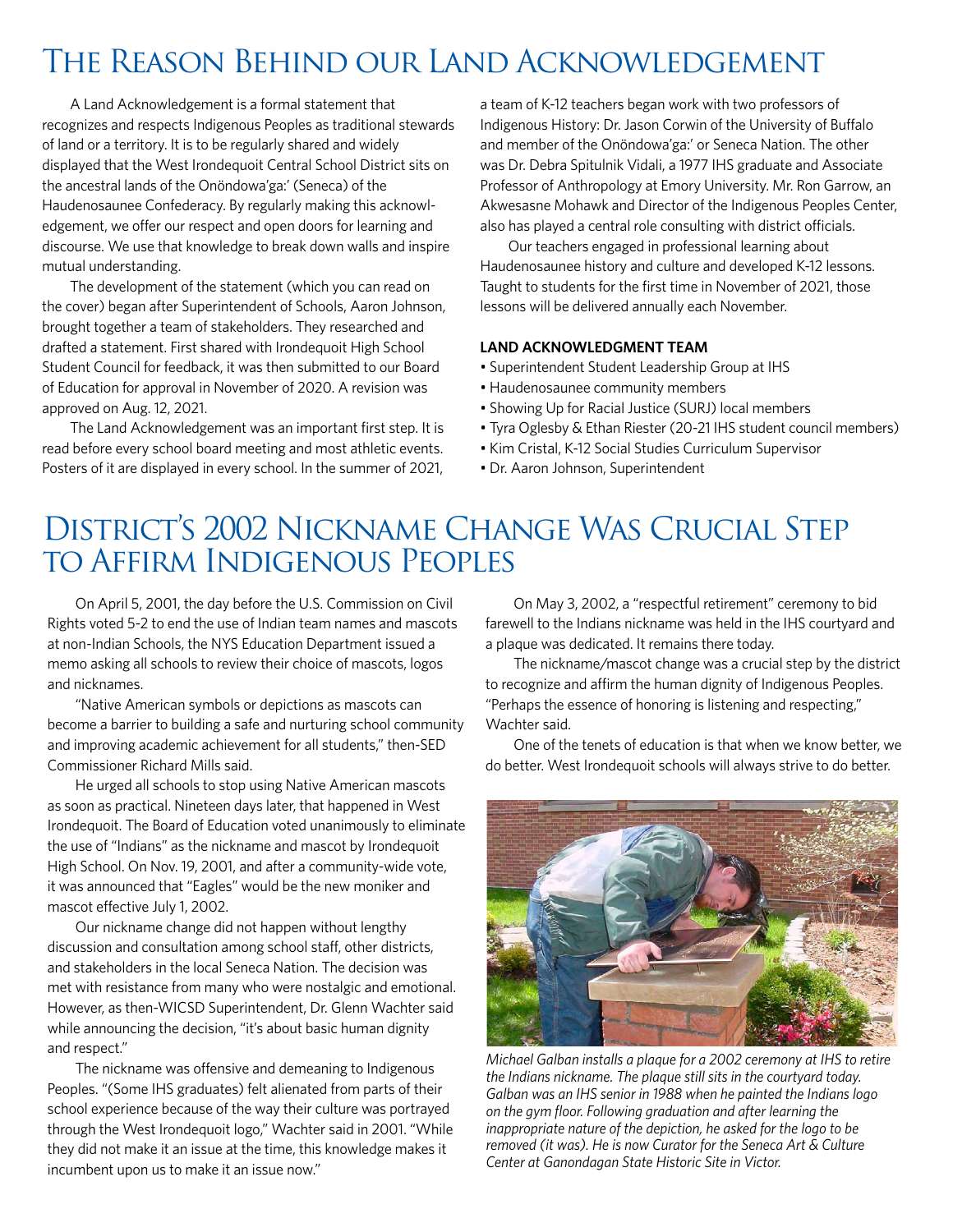# The Reason Behind our Land Acknowledgement

A Land Acknowledgement is a formal statement that recognizes and respects Indigenous Peoples as traditional stewards of land or a territory. It is to be regularly shared and widely displayed that the West Irondequoit Central School District sits on the ancestral lands of the Onöndowa'ga:' (Seneca) of the Haudenosaunee Confederacy. By regularly making this acknowledgement, we offer our respect and open doors for learning and discourse. We use that knowledge to break down walls and inspire mutual understanding.

The development of the statement (which you can read on the cover) began after Superintendent of Schools, Aaron Johnson, brought together a team of stakeholders. They researched and drafted a statement. First shared with Irondequoit High School Student Council for feedback, it was then submitted to our Board of Education for approval in November of 2020. A revision was approved on Aug. 12, 2021.

The Land Acknowledgement was an important first step. It is read before every school board meeting and most athletic events. Posters of it are displayed in every school. In the summer of 2021, a team of K-12 teachers began work with two professors of Indigenous History: Dr. Jason Corwin of the University of Buffalo and member of the Onöndowa'ga:' or Seneca Nation. The other was Dr. Debra Spitulnik Vidali, a 1977 IHS graduate and Associate Professor of Anthropology at Emory University. Mr. Ron Garrow, an Akwesasne Mohawk and Director of the Indigenous Peoples Center, also has played a central role consulting with district officials.

Our teachers engaged in professional learning about Haudenosaunee history and culture and developed K-12 lessons. Taught to students for the first time in November of 2021, those lessons will be delivered annually each November.

**LAND ACKNOWLEDGMENT TEAM**

- Superintendent Student Leadership Group at IHS
- Haudenosaunee community members
- Showing Up for Racial Justice (SURJ) local members
- Tyra Oglesby & Ethan Riester (20-21 IHS student council members)
- Kim Cristal, K-12 Social Studies Curriculum Supervisor
- Dr. Aaron Johnson, Superintendent

# District's 2002 Nickname Change Was Crucial Step to Affirm Indigenous Peoples

On April 5, 2001, the day before the U.S. Commission on Civil Rights voted 5-2 to end the use of Indian team names and mascots at non-Indian Schools, the NYS Education Department issued a memo asking all schools to review their choice of mascots, logos and nicknames.

"Native American symbols or depictions as mascots can become a barrier to building a safe and nurturing school community and improving academic achievement for all students," then-SED Commissioner Richard Mills said.

He urged all schools to stop using Native American mascots as soon as practical. Nineteen days later, that happened in West Irondequoit. The Board of Education voted unanimously to eliminate the use of "Indians" as the nickname and mascot by Irondequoit High School. On Nov. 19, 2001, and after a community-wide vote, it was announced that "Eagles" would be the new moniker and mascot effective July 1, 2002.

Our nickname change did not happen without lengthy discussion and consultation among school staff, other districts, and stakeholders in the local Seneca Nation. The decision was met with resistance from many who were nostalgic and emotional. However, as then-WICSD Superintendent, Dr. Glenn Wachter said while announcing the decision, "it's about basic human dignity and respect."

The nickname was offensive and demeaning to Indigenous Peoples. "(Some IHS graduates) felt alienated from parts of their school experience because of the way their culture was portrayed through the West Irondequoit logo," Wachter said in 2001. "While they did not make it an issue at the time, this knowledge makes it incumbent upon us to make it an issue now."

On May 3, 2002, a "respectful retirement" ceremony to bid farewell to the Indians nickname was held in the IHS courtyard and a plaque was dedicated. It remains there today.

The nickname/mascot change was a crucial step by the district to recognize and affirm the human dignity of Indigenous Peoples. "Perhaps the essence of honoring is listening and respecting," Wachter said.

One of the tenets of education is that when we know better, we do better. West Irondequoit schools will always strive to do better.

*Michael Galban installs a plaque for a 2002 ceremony at IHS to retire the Indians nickname. The plaque still sits in the courtyard today. Galban was an IHS senior in 1988 when he painted the Indians logo on the gym floor. Following graduation and after learning the inappropriate nature of the depiction, he asked for the logo to be removed (it was). He is now Curator for the Seneca Art & Culture Center at Ganondagan State Historic Site in Victor.*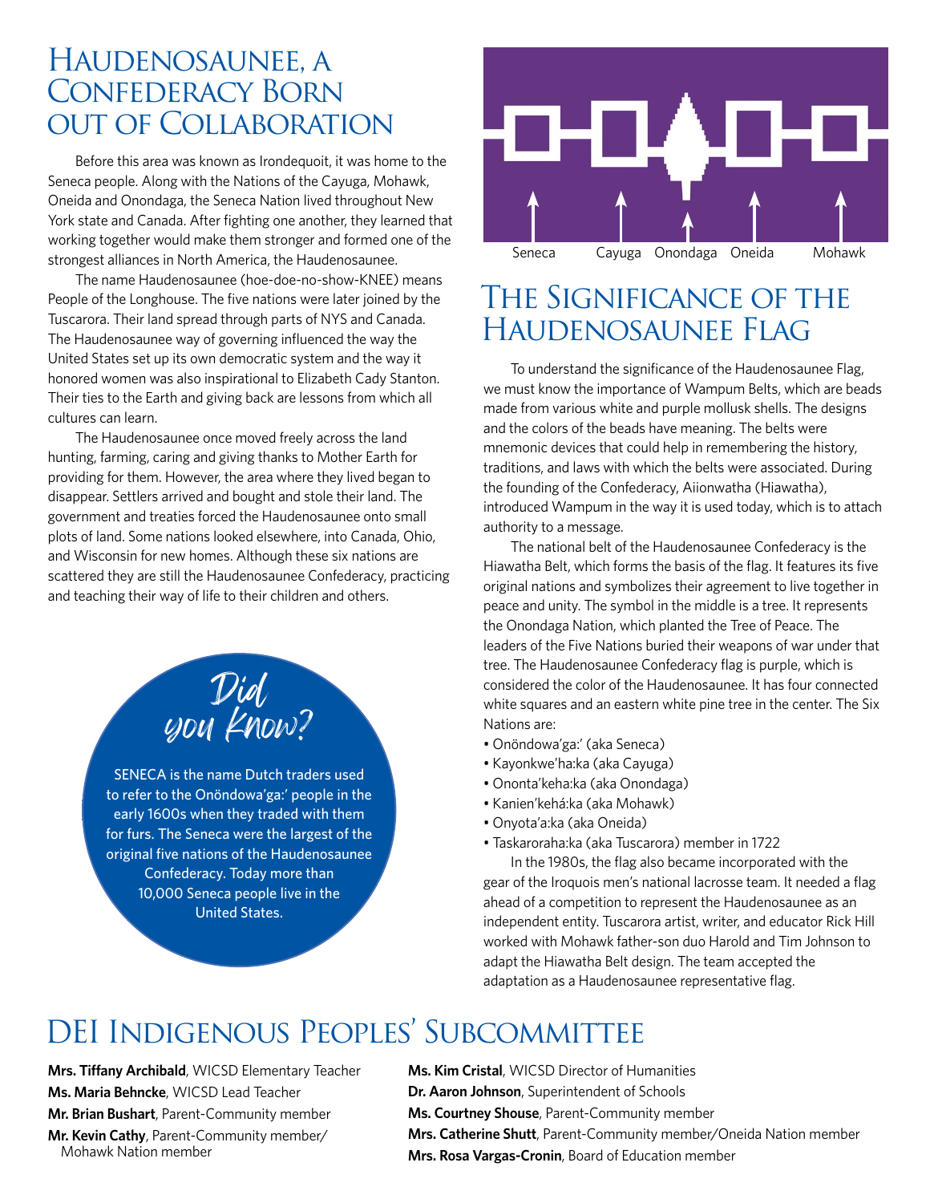# Haudenosaunee, a Confederacy Born out of Collaboration

Before this area was known as Irondequoit, it was home to the Seneca people. Along with the Nations of the Cayuga, Mohawk, Oneida and Onondaga, the Seneca Nation lived throughout New York state and Canada. After fighting one another, they learned that working together would make them stronger and formed one of the strongest alliances in North America, the Haudenosaunee.

The name Haudenosaunee (hoe-doe-no-show-KNEE) means People of the Longhouse. The five nations were later joined by the Tuscarora. Their land spread through parts of NYS and Canada. The Haudenosaunee way of governing influenced the way the United States set up its own democratic system and the way it honored women was also inspirational to Elizabeth Cady Stanton. Their ties to the Earth and giving back are lessons from which all cultures can learn.

The Haudenosaunee once moved freely across the land hunting, farming, caring and giving thanks to Mother Earth for providing for them. However, the area where they lived began to disappear. Settlers arrived and bought and stole their land. The government and treaties forced the Haudenosaunee onto small plots of land. Some nations looked elsewhere, into Canada, Ohio, and Wisconsin for new homes. Although these six nations are scattered they are still the Haudenosaunee Confederacy, practicing and teaching their way of life to their children and others.

## Did you Know?

SENECA is the name Dutch traders used to refer to the Onöndowa'ga:' people in the early 1600s when they traded with them for furs. The Seneca were the largest of the original five nations of the Haudenosaunee Confederacy. Today more than 10,000 Seneca people live in the United States.

Seneca Cayuga Onondaga Oneida Mohawk

# The Significance of the Haudenosaunee Flag

To understand the significance of the Haudenosaunee Flag, we must know the importance of Wampum Belts, which are beads made from various white and purple mollusk shells. The designs and the colors of the beads have meaning. The belts were mnemonic devices that could help in remembering the history, traditions, and laws with which the belts were associated. During the founding of the Confederacy, Aiionwatha (Hiawatha), introduced Wampum in the way it is used today, which is to attach authority to a message.

The national belt of the Haudenosaunee Confederacy is the Hiawatha Belt, which forms the basis of the flag. It features its five original nations and symbolizes their agreement to live together in peace and unity. The symbol in the middle is a tree. It represents the Onondaga Nation, which planted the Tree of Peace. The leaders of the Five Nations buried their weapons of war under that tree. The Haudenosaunee Confederacy flag is purple, which is considered the color of the Haudenosaunee. It has four connected white squares and an eastern white pine tree in the center. The Six Nations are:

- Onöndowa'ga:' (aka Seneca)
- Kayonkwe'ha:ka (aka Cayuga)
- Ononta'keha:ka (aka Onondaga)
- Kanien'kehá:ka (aka Mohawk)
- Onyota'a:ka (aka Oneida)
- Taskaroraha:ka (aka Tuscarora) member in 1722

In the 1980s, the flag also became incorporated with the gear of the Iroquois men's national lacrosse team. It needed a flag ahead of a competition to represent the Haudenosaunee as an independent entity. Tuscarora artist, writer, and educator Rick Hill worked with Mohawk father-son duo Harold and Tim Johnson to adapt the Hiawatha Belt design. The team accepted the adaptation as a Haudenosaunee representative flag.

# DEI Indigenous Peoples' Subcommittee

**Mrs. Tiffany Archibald**, WICSD Elementary Teacher
**Ms. Maria Behncke**, WICSD Lead Teacher
**Mr. Brian Bushart**, Parent-Community member
**Mr. Kevin Cathy**, Parent-Community member/ Mohawk Nation member
**Ms. Kim Cristal**, WICSD Director of Humanities
**Dr. Aaron Johnson**, Superintendent of Schools
**Ms. Courtney Shouse**, Parent-Community member
**Mrs. Catherine Shutt**, Parent-Community member/Oneida Nation member
**Mrs. Rosa Vargas-Cronin**, Board of Education member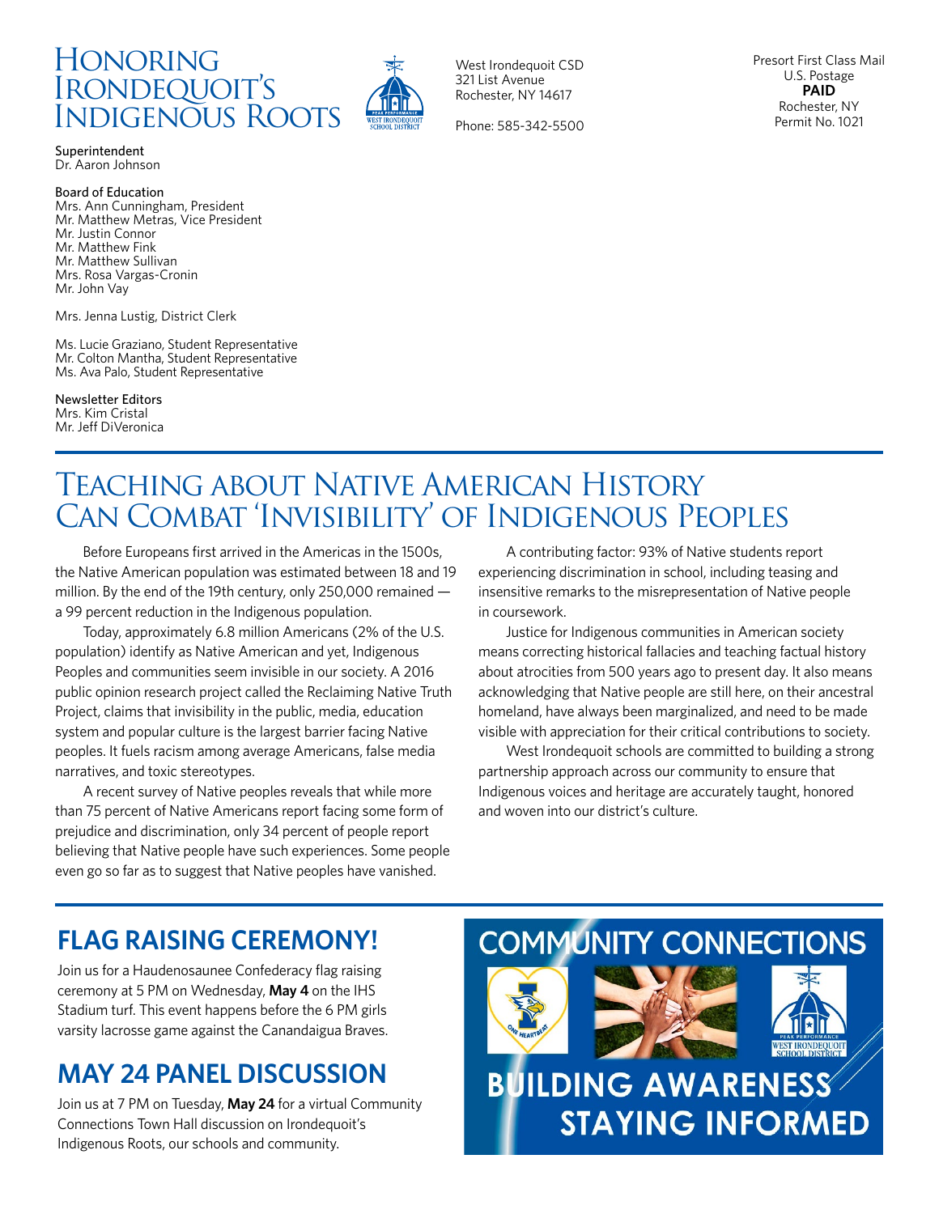# Honoring Irondequoit's Indigenous Roots

West Irondequoit CSD
321 List Avenue
Rochester, NY 14617

Phone: 585-342-5500

Presort First Class Mail
U.S. Postage
**PAID**
Rochester, NY
Permit No. 1021

Superintendent
Dr. Aaron Johnson

Board of Education
Mrs. Ann Cunningham, President
Mr. Matthew Metras, Vice President
Mr. Justin Connor
Mr. Matthew Fink
Mr. Matthew Sullivan
Mrs. Rosa Vargas-Cronin
Mr. John Vay

Mrs. Jenna Lustig, District Clerk

Ms. Lucie Graziano, Student Representative
Mr. Colton Mantha, Student Representative
Ms. Ava Palo, Student Representative

Newsletter Editors
Mrs. Kim Cristal
Mr. Jeff DiVeronica

## Teaching about Native American History Can Combat 'Invisibility' of Indigenous Peoples

Before Europeans first arrived in the Americas in the 1500s, the Native American population was estimated between 18 and 19 million. By the end of the 19th century, only 250,000 remained — a 99 percent reduction in the Indigenous population.

Today, approximately 6.8 million Americans (2% of the U.S. population) identify as Native American and yet, Indigenous Peoples and communities seem invisible in our society. A 2016 public opinion research project called the Reclaiming Native Truth Project, claims that invisibility in the public, media, education system and popular culture is the largest barrier facing Native peoples. It fuels racism among average Americans, false media narratives, and toxic stereotypes.

A recent survey of Native peoples reveals that while more than 75 percent of Native Americans report facing some form of prejudice and discrimination, only 34 percent of people report believing that Native people have such experiences. Some people even go so far as to suggest that Native peoples have vanished.

A contributing factor: 93% of Native students report experiencing discrimination in school, including teasing and insensitive remarks to the misrepresentation of Native people in coursework.

Justice for Indigenous communities in American society means correcting historical fallacies and teaching factual history about atrocities from 500 years ago to present day. It also means acknowledging that Native people are still here, on their ancestral homeland, have always been marginalized, and need to be made visible with appreciation for their critical contributions to society.

West Irondequoit schools are committed to building a strong partnership approach across our community to ensure that Indigenous voices and heritage are accurately taught, honored and woven into our district's culture.

## FLAG RAISING CEREMONY!

Join us for a Haudenosaunee Confederacy flag raising ceremony at 5 PM on Wednesday, **May 4** on the IHS Stadium turf. This event happens before the 6 PM girls varsity lacrosse game against the Canandaigua Braves.

## MAY 24 PANEL DISCUSSION

Join us at 7 PM on Tuesday, **May 24** for a virtual Community Connections Town Hall discussion on Irondequoit's Indigenous Roots, our schools and community.

COMMUNITY CONNECTIONS

BUILDING AWARENESS
STAYING INFORMED